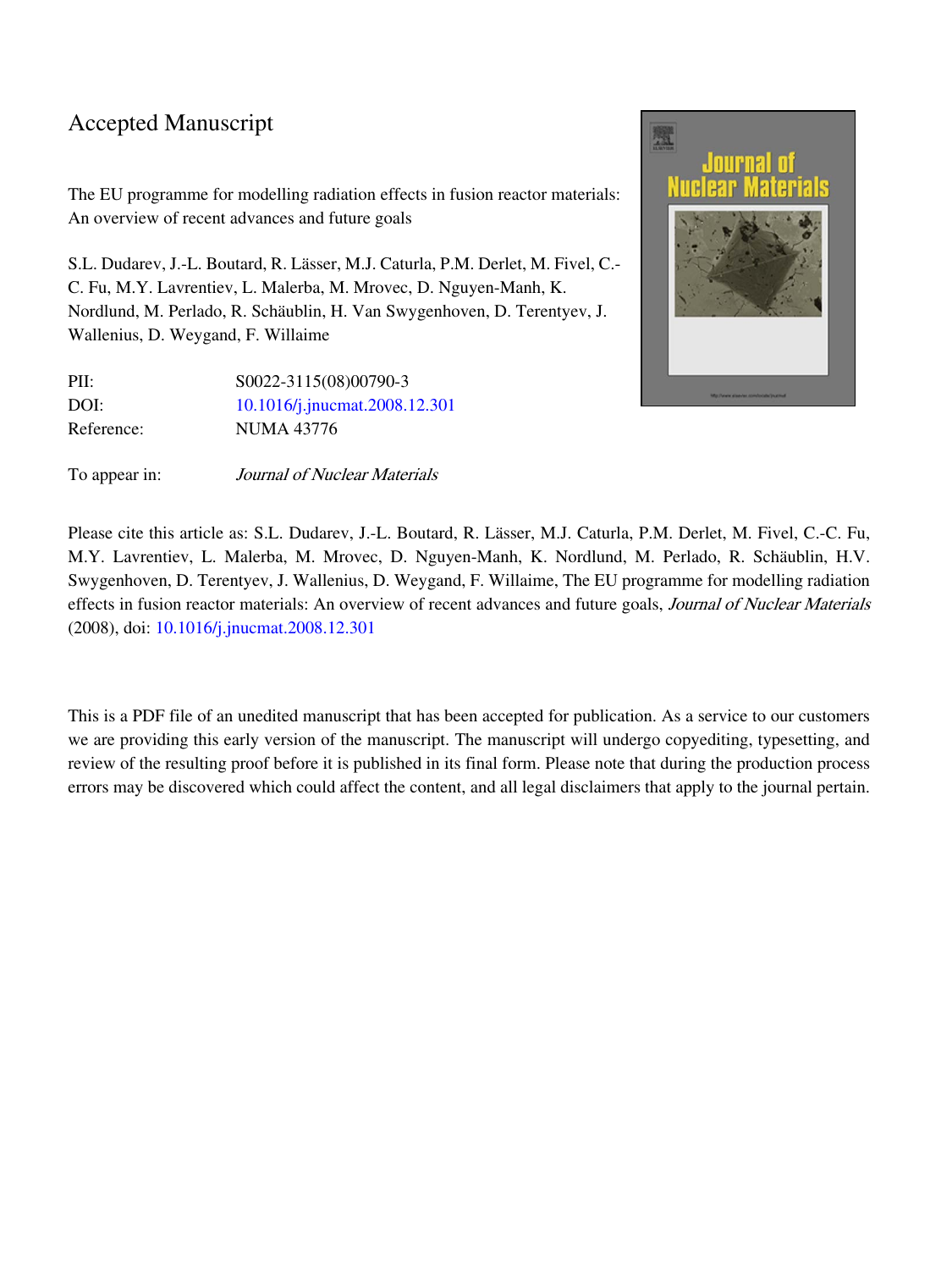# Accepted Manuscript

The EU programme for modelling radiation effects in fusion reactor materials: An overview of recent advances and future goals

S.L. Dudarev, J.-L. Boutard, R. Lässer, M.J. Caturla, P.M. Derlet, M. Fivel, C.-C. Fu, M.Y. Lavrentiev, L. Malerba, M. Mrovec, D. Nguyen-Manh, K. Nordlund, M. Perlado, R. Schäublin, H. Van Swygenhoven, D. Terentyev, J. Wallenius, D. Weygand, F. Willaime

| | |
|---|---|
| PII: | S0022-3115(08)00790-3 |
| DOI: | 10.1016/j.jnucmat.2008.12.301 |
| Reference: | NUMA 43776 |
| | |
| To appear in: | *Journal of Nuclear Materials* |

Please cite this article as: S.L. Dudarev, J.-L. Boutard, R. Lässer, M.J. Caturla, P.M. Derlet, M. Fivel, C.-C. Fu, M.Y. Lavrentiev, L. Malerba, M. Mrovec, D. Nguyen-Manh, K. Nordlund, M. Perlado, R. Schäublin, H.V. Swygenhoven, D. Terentyev, J. Wallenius, D. Weygand, F. Willaime, The EU programme for modelling radiation effects in fusion reactor materials: An overview of recent advances and future goals, *Journal of Nuclear Materials* (2008), doi: 10.1016/j.jnucmat.2008.12.301

This is a PDF file of an unedited manuscript that has been accepted for publication. As a service to our customers we are providing this early version of the manuscript. The manuscript will undergo copyediting, typesetting, and review of the resulting proof before it is published in its final form. Please note that during the production process errors may be discovered which could affect the content, and all legal disclaimers that apply to the journal pertain.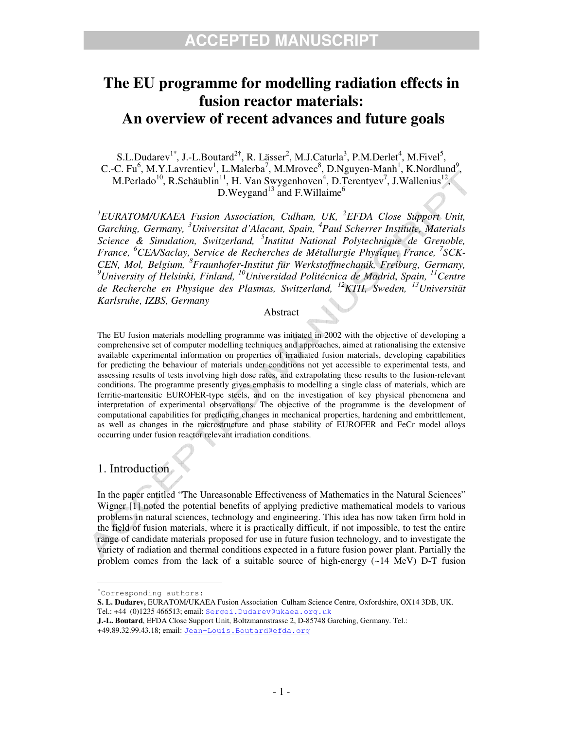# The EU programme for modelling radiation effects in fusion reactor materials: An overview of recent advances and future goals

S.L.Dudarev[1*], J.-L.Boutard[2†], R. Lässer[2], M.J.Caturla[3], P.M.Derlet[4], M.Fivel[5], C.-C. Fu[6], M.Y.Lavrentiev[1], L.Malerba[7], M.Mrovec[8], D.Nguyen-Manh[1], K.Nordlund[9], M.Perlado[10], R.Schäublin[11], H. Van Swygenhoven[4], D.Terentyev[7], J.Wallenius[12], D.Weygand[13] and F.Willaime[6]

*[1]EURATOM/UKAEA Fusion Association, Culham, UK, [2]EFDA Close Support Unit, Garching, Germany, [3]Universitat d'Alacant, Spain, [4]Paul Scherrer Institute, Materials Science & Simulation, Switzerland, [5]Institut National Polytechnique de Grenoble, France, [6]CEA/Saclay, Service de Recherches de Métallurgie Physique, France, [7]SCK-CEN, Mol, Belgium, [8]Fraunhofer-Institut für Werkstoffmechanik, Freiburg, Germany, [9]University of Helsinki, Finland, [10]Universidad Politécnica de Madrid, Spain, [11]Centre de Recherche en Physique des Plasmas, Switzerland, [12]KTH, Sweden, [13]Universität Karlsruhe, IZBS, Germany*

## Abstract

The EU fusion materials modelling programme was initiated in 2002 with the objective of developing a comprehensive set of computer modelling techniques and approaches, aimed at rationalising the extensive available experimental information on properties of irradiated fusion materials, developing capabilities for predicting the behaviour of materials under conditions not yet accessible to experimental tests, and assessing results of tests involving high dose rates, and extrapolating these results to the fusion-relevant conditions. The programme presently gives emphasis to modelling a single class of materials, which are ferritic-martensitic EUROFER-type steels, and on the investigation of key physical phenomena and interpretation of experimental observations. The objective of the programme is the development of computational capabilities for predicting changes in mechanical properties, hardening and embrittlement, as well as changes in the microstructure and phase stability of EUROFER and FeCr model alloys occurring under fusion reactor relevant irradiation conditions.

## 1. Introduction

In the paper entitled "The Unreasonable Effectiveness of Mathematics in the Natural Sciences" Wigner [1] noted the potential benefits of applying predictive mathematical models to various problems in natural sciences, technology and engineering. This idea has now taken firm hold in the field of fusion materials, where it is practically difficult, if not impossible, to test the entire range of candidate materials proposed for use in future fusion technology, and to investigate the variety of radiation and thermal conditions expected in a future fusion power plant. Partially the problem comes from the lack of a suitable source of high-energy (~14 MeV) D-T fusion

---

*Corresponding authors:

**S. L. Dudarev,** EURATOM/UKAEA Fusion Association Culham Science Centre, Oxfordshire, OX14 3DB, UK. Tel.: +44 (0)1235 466513; email: Sergei.Dudarev@ukaea.org.uk

**J.-L. Boutard**, EFDA Close Support Unit, Boltzmannstrasse 2, D-85748 Garching, Germany. Tel.: +49.89.32.99.43.18; email: Jean-Louis.Boutard@efda.org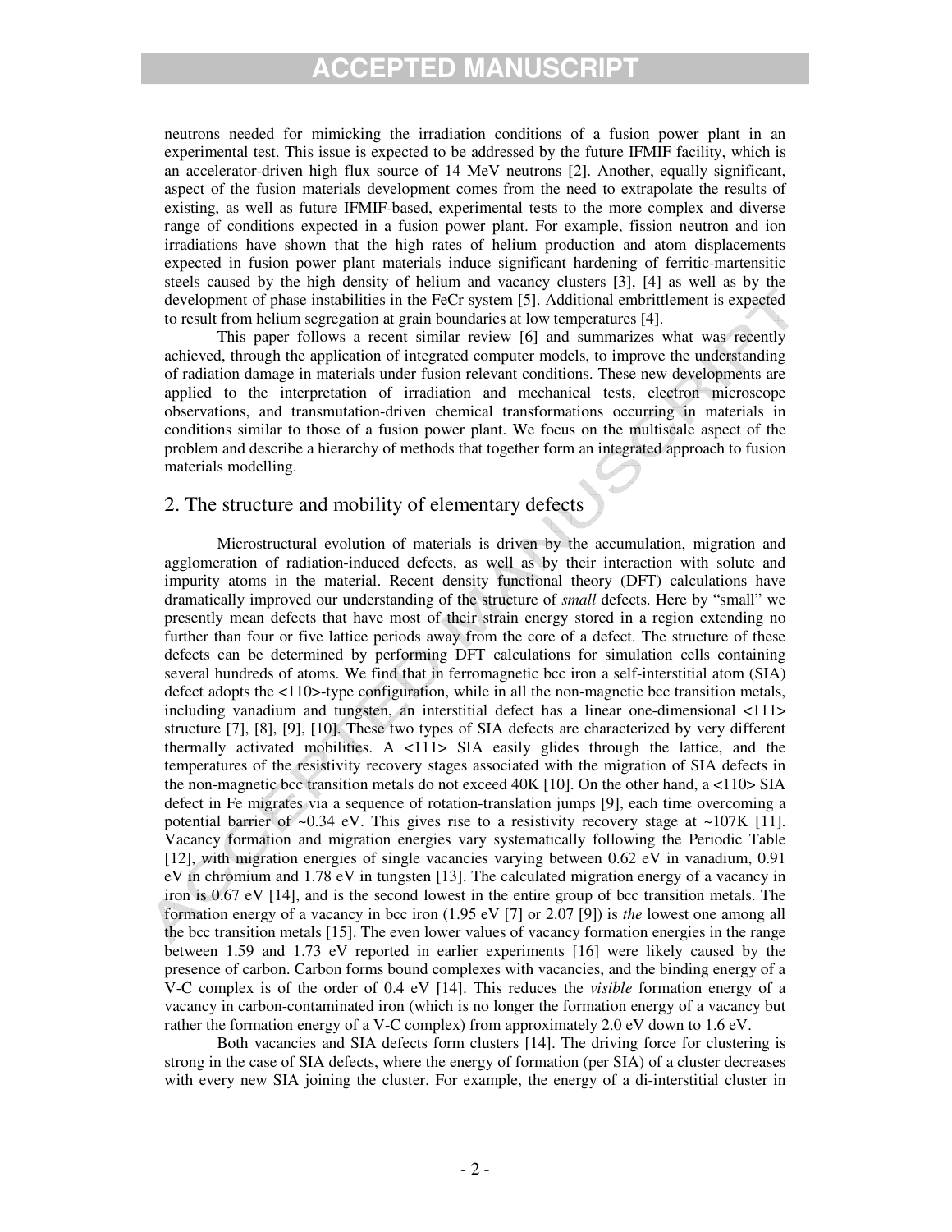neutrons needed for mimicking the irradiation conditions of a fusion power plant in an experimental test. This issue is expected to be addressed by the future IFMIF facility, which is an accelerator-driven high flux source of 14 MeV neutrons [2]. Another, equally significant, aspect of the fusion materials development comes from the need to extrapolate the results of existing, as well as future IFMIF-based, experimental tests to the more complex and diverse range of conditions expected in a fusion power plant. For example, fission neutron and ion irradiations have shown that the high rates of helium production and atom displacements expected in fusion power plant materials induce significant hardening of ferritic-martensitic steels caused by the high density of helium and vacancy clusters [3], [4] as well as by the development of phase instabilities in the FeCr system [5]. Additional embrittlement is expected to result from helium segregation at grain boundaries at low temperatures [4].

This paper follows a recent similar review [6] and summarizes what was recently achieved, through the application of integrated computer models, to improve the understanding of radiation damage in materials under fusion relevant conditions. These new developments are applied to the interpretation of irradiation and mechanical tests, electron microscope observations, and transmutation-driven chemical transformations occurring in materials in conditions similar to those of a fusion power plant. We focus on the multiscale aspect of the problem and describe a hierarchy of methods that together form an integrated approach to fusion materials modelling.

## 2. The structure and mobility of elementary defects

Microstructural evolution of materials is driven by the accumulation, migration and agglomeration of radiation-induced defects, as well as by their interaction with solute and impurity atoms in the material. Recent density functional theory (DFT) calculations have dramatically improved our understanding of the structure of *small* defects. Here by "small" we presently mean defects that have most of their strain energy stored in a region extending no further than four or five lattice periods away from the core of a defect. The structure of these defects can be determined by performing DFT calculations for simulation cells containing several hundreds of atoms. We find that in ferromagnetic bcc iron a self-interstitial atom (SIA) defect adopts the <110>-type configuration, while in all the non-magnetic bcc transition metals, including vanadium and tungsten, an interstitial defect has a linear one-dimensional <111> structure [7], [8], [9], [10]. These two types of SIA defects are characterized by very different thermally activated mobilities. A <111> SIA easily glides through the lattice, and the temperatures of the resistivity recovery stages associated with the migration of SIA defects in the non-magnetic bcc transition metals do not exceed 40K [10]. On the other hand, a <110> SIA defect in Fe migrates via a sequence of rotation-translation jumps [9], each time overcoming a potential barrier of ~0.34 eV. This gives rise to a resistivity recovery stage at ~107K [11]. Vacancy formation and migration energies vary systematically following the Periodic Table [12], with migration energies of single vacancies varying between 0.62 eV in vanadium, 0.91 eV in chromium and 1.78 eV in tungsten [13]. The calculated migration energy of a vacancy in iron is 0.67 eV [14], and is the second lowest in the entire group of bcc transition metals. The formation energy of a vacancy in bcc iron (1.95 eV [7] or 2.07 [9]) is *the* lowest one among all the bcc transition metals [15]. The even lower values of vacancy formation energies in the range between 1.59 and 1.73 eV reported in earlier experiments [16] were likely caused by the presence of carbon. Carbon forms bound complexes with vacancies, and the binding energy of a V-C complex is of the order of 0.4 eV [14]. This reduces the *visible* formation energy of a vacancy in carbon-contaminated iron (which is no longer the formation energy of a vacancy but rather the formation energy of a V-C complex) from approximately 2.0 eV down to 1.6 eV.

Both vacancies and SIA defects form clusters [14]. The driving force for clustering is strong in the case of SIA defects, where the energy of formation (per SIA) of a cluster decreases with every new SIA joining the cluster. For example, the energy of a di-interstitial cluster in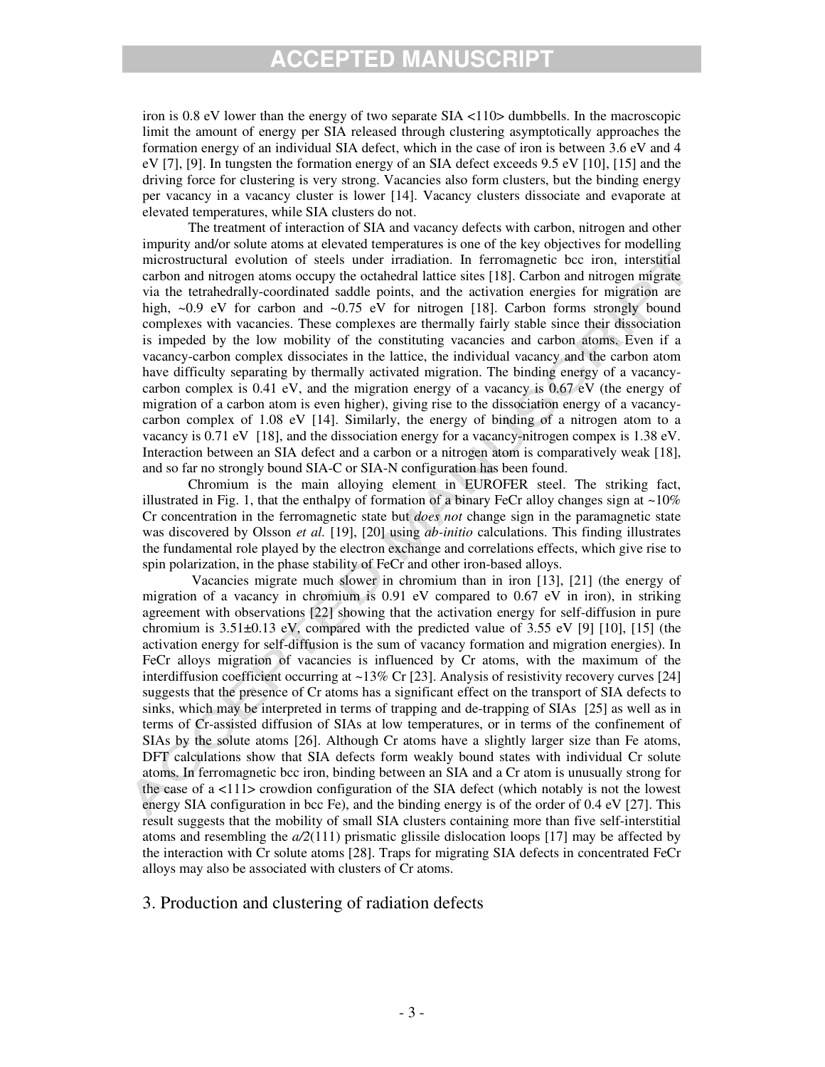iron is 0.8 eV lower than the energy of two separate SIA <110> dumbbells. In the macroscopic limit the amount of energy per SIA released through clustering asymptotically approaches the formation energy of an individual SIA defect, which in the case of iron is between 3.6 eV and 4 eV [7], [9]. In tungsten the formation energy of an SIA defect exceeds 9.5 eV [10], [15] and the driving force for clustering is very strong. Vacancies also form clusters, but the binding energy per vacancy in a vacancy cluster is lower [14]. Vacancy clusters dissociate and evaporate at elevated temperatures, while SIA clusters do not.

The treatment of interaction of SIA and vacancy defects with carbon, nitrogen and other impurity and/or solute atoms at elevated temperatures is one of the key objectives for modelling microstructural evolution of steels under irradiation. In ferromagnetic bcc iron, interstitial carbon and nitrogen atoms occupy the octahedral lattice sites [18]. Carbon and nitrogen migrate via the tetrahedrally-coordinated saddle points, and the activation energies for migration are high, ~0.9 eV for carbon and ~0.75 eV for nitrogen [18]. Carbon forms strongly bound complexes with vacancies. These complexes are thermally fairly stable since their dissociation is impeded by the low mobility of the constituting vacancies and carbon atoms. Even if a vacancy-carbon complex dissociates in the lattice, the individual vacancy and the carbon atom have difficulty separating by thermally activated migration. The binding energy of a vacancy-carbon complex is 0.41 eV, and the migration energy of a vacancy is 0.67 eV (the energy of migration of a carbon atom is even higher), giving rise to the dissociation energy of a vacancy-carbon complex of 1.08 eV [14]. Similarly, the energy of binding of a nitrogen atom to a vacancy is 0.71 eV [18], and the dissociation energy for a vacancy-nitrogen compex is 1.38 eV. Interaction between an SIA defect and a carbon or a nitrogen atom is comparatively weak [18], and so far no strongly bound SIA-C or SIA-N configuration has been found.

Chromium is the main alloying element in EUROFER steel. The striking fact, illustrated in Fig. 1, that the enthalpy of formation of a binary FeCr alloy changes sign at ~10% Cr concentration in the ferromagnetic state but *does not* change sign in the paramagnetic state was discovered by Olsson *et al.* [19], [20] using *ab-initio* calculations. This finding illustrates the fundamental role played by the electron exchange and correlations effects, which give rise to spin polarization, in the phase stability of FeCr and other iron-based alloys.

Vacancies migrate much slower in chromium than in iron [13], [21] (the energy of migration of a vacancy in chromium is 0.91 eV compared to 0.67 eV in iron), in striking agreement with observations [22] showing that the activation energy for self-diffusion in pure chromium is 3.51±0.13 eV, compared with the predicted value of 3.55 eV [9] [10], [15] (the activation energy for self-diffusion is the sum of vacancy formation and migration energies). In FeCr alloys migration of vacancies is influenced by Cr atoms, with the maximum of the interdiffusion coefficient occurring at ~13% Cr [23]. Analysis of resistivity recovery curves [24] suggests that the presence of Cr atoms has a significant effect on the transport of SIA defects to sinks, which may be interpreted in terms of trapping and de-trapping of SIAs [25] as well as in terms of Cr-assisted diffusion of SIAs at low temperatures, or in terms of the confinement of SIAs by the solute atoms [26]. Although Cr atoms have a slightly larger size than Fe atoms, DFT calculations show that SIA defects form weakly bound states with individual Cr solute atoms. In ferromagnetic bcc iron, binding between an SIA and a Cr atom is unusually strong for the case of a <111> crowdion configuration of the SIA defect (which notably is not the lowest energy SIA configuration in bcc Fe), and the binding energy is of the order of 0.4 eV [27]. This result suggests that the mobility of small SIA clusters containing more than five self-interstitial atoms and resembling the $a/2\langle 111\rangle$ prismatic glissile dislocation loops [17] may be affected by the interaction with Cr solute atoms [28]. Traps for migrating SIA defects in concentrated FeCr alloys may also be associated with clusters of Cr atoms.

## 3. Production and clustering of radiation defects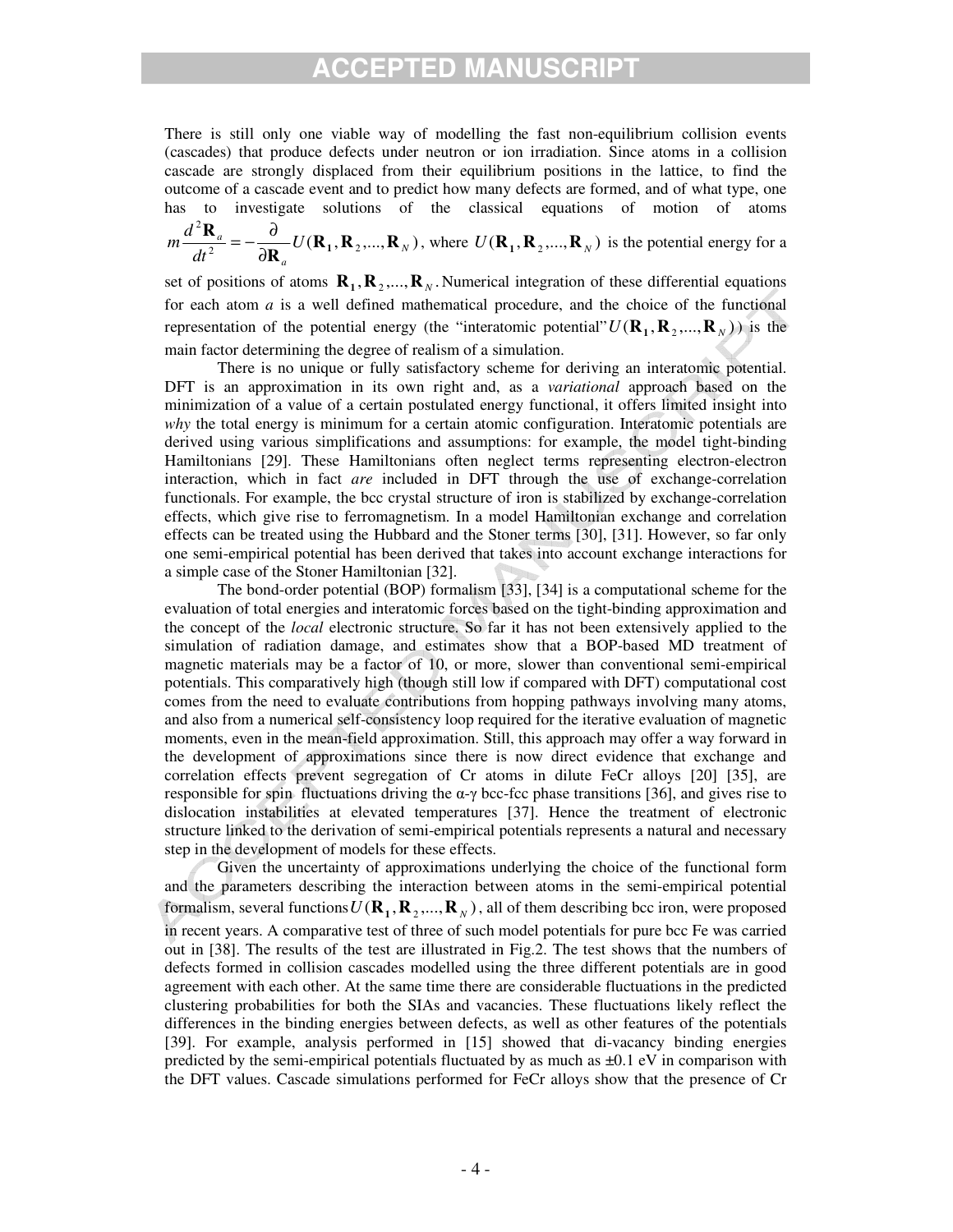There is still only one viable way of modelling the fast non-equilibrium collision events (cascades) that produce defects under neutron or ion irradiation. Since atoms in a collision cascade are strongly displaced from their equilibrium positions in the lattice, to find the outcome of a cascade event and to predict how many defects are formed, and of what type, one has to investigate solutions of the classical equations of motion of atoms $m\frac{d^2\mathbf{R}_a}{dt^2} = -\frac{\partial}{\partial \mathbf{R}_a} U(\mathbf{R_1}, \mathbf{R}_2, ..., \mathbf{R}_N)$, where $U(\mathbf{R_1}, \mathbf{R}_2, ..., \mathbf{R}_N)$ is the potential energy for a set of positions of atoms $\mathbf{R_1}, \mathbf{R}_2, ..., \mathbf{R}_N$. Numerical integration of these differential equations for each atom *a* is a well defined mathematical procedure, and the choice of the functional representation of the potential energy (the "interatomic potential" $U(\mathbf{R_1}, \mathbf{R}_2, ..., \mathbf{R}_N)$) is the main factor determining the degree of realism of a simulation.

There is no unique or fully satisfactory scheme for deriving an interatomic potential. DFT is an approximation in its own right and, as a *variational* approach based on the minimization of a value of a certain postulated energy functional, it offers limited insight into *why* the total energy is minimum for a certain atomic configuration. Interatomic potentials are derived using various simplifications and assumptions: for example, the model tight-binding Hamiltonians [29]. These Hamiltonians often neglect terms representing electron-electron interaction, which in fact *are* included in DFT through the use of exchange-correlation functionals. For example, the bcc crystal structure of iron is stabilized by exchange-correlation effects, which give rise to ferromagnetism. In a model Hamiltonian exchange and correlation effects can be treated using the Hubbard and the Stoner terms [30], [31]. However, so far only one semi-empirical potential has been derived that takes into account exchange interactions for a simple case of the Stoner Hamiltonian [32].

The bond-order potential (BOP) formalism [33], [34] is a computational scheme for the evaluation of total energies and interatomic forces based on the tight-binding approximation and the concept of the *local* electronic structure. So far it has not been extensively applied to the simulation of radiation damage, and estimates show that a BOP-based MD treatment of magnetic materials may be a factor of 10, or more, slower than conventional semi-empirical potentials. This comparatively high (though still low if compared with DFT) computational cost comes from the need to evaluate contributions from hopping pathways involving many atoms, and also from a numerical self-consistency loop required for the iterative evaluation of magnetic moments, even in the mean-field approximation. Still, this approach may offer a way forward in the development of approximations since there is now direct evidence that exchange and correlation effects prevent segregation of Cr atoms in dilute FeCr alloys [20] [35], are responsible for spin fluctuations driving the α-γ bcc-fcc phase transitions [36], and gives rise to dislocation instabilities at elevated temperatures [37]. Hence the treatment of electronic structure linked to the derivation of semi-empirical potentials represents a natural and necessary step in the development of models for these effects.

Given the uncertainty of approximations underlying the choice of the functional form and the parameters describing the interaction between atoms in the semi-empirical potential formalism, several functions $U(\mathbf{R_1}, \mathbf{R}_2, ..., \mathbf{R}_N)$, all of them describing bcc iron, were proposed in recent years. A comparative test of three of such model potentials for pure bcc Fe was carried out in [38]. The results of the test are illustrated in Fig.2. The test shows that the numbers of defects formed in collision cascades modelled using the three different potentials are in good agreement with each other. At the same time there are considerable fluctuations in the predicted clustering probabilities for both the SIAs and vacancies. These fluctuations likely reflect the differences in the binding energies between defects, as well as other features of the potentials [39]. For example, analysis performed in [15] showed that di-vacancy binding energies predicted by the semi-empirical potentials fluctuated by as much as ±0.1 eV in comparison with the DFT values. Cascade simulations performed for FeCr alloys show that the presence of Cr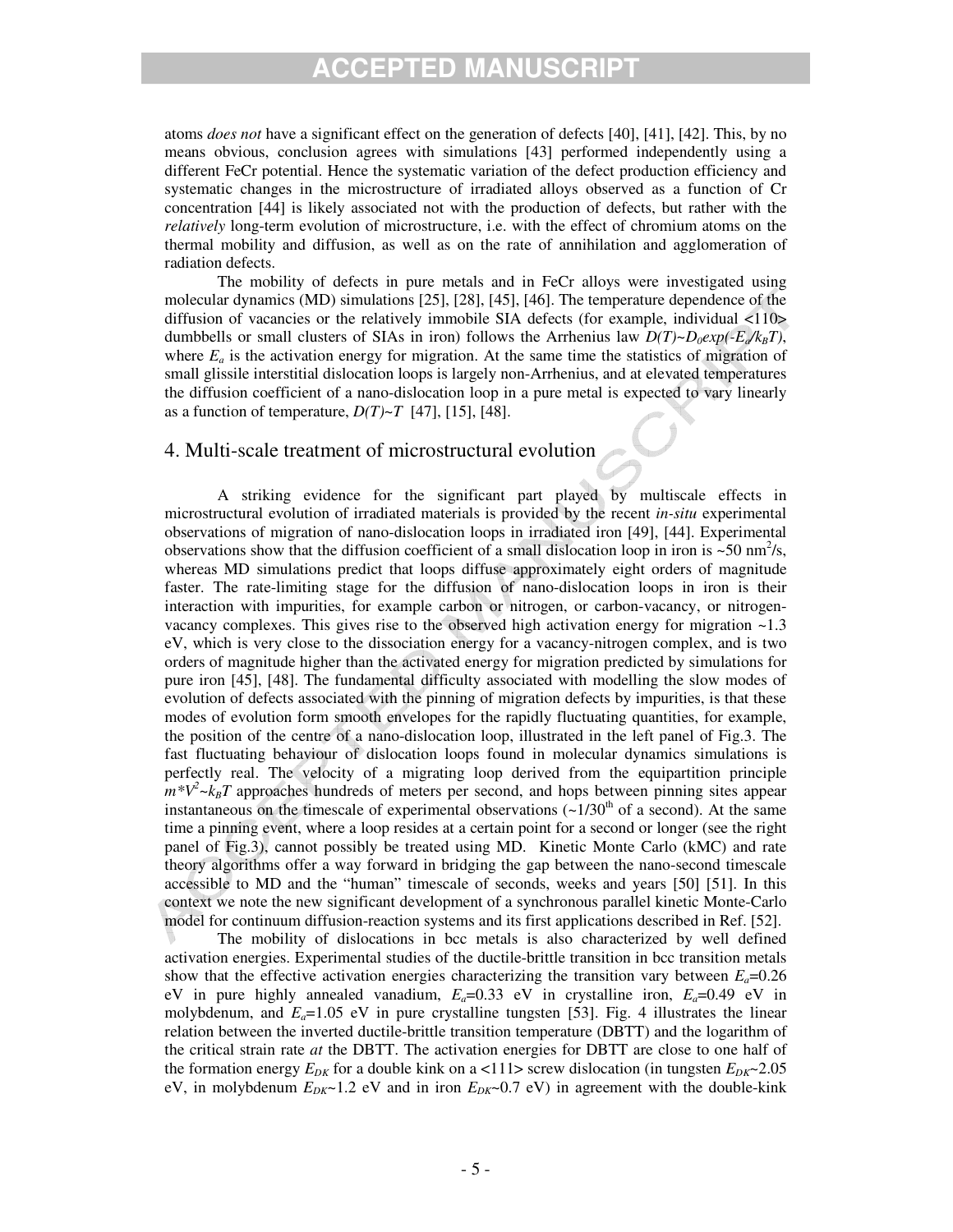atoms *does not* have a significant effect on the generation of defects [40], [41], [42]. This, by no means obvious, conclusion agrees with simulations [43] performed independently using a different FeCr potential. Hence the systematic variation of the defect production efficiency and systematic changes in the microstructure of irradiated alloys observed as a function of Cr concentration [44] is likely associated not with the production of defects, but rather with the *relatively* long-term evolution of microstructure, i.e. with the effect of chromium atoms on the thermal mobility and diffusion, as well as on the rate of annihilation and agglomeration of radiation defects.

The mobility of defects in pure metals and in FeCr alloys were investigated using molecular dynamics (MD) simulations [25], [28], [45], [46]. The temperature dependence of the diffusion of vacancies or the relatively immobile SIA defects (for example, individual <110> dumbbells or small clusters of SIAs in iron) follows the Arrhenius law $D(T) \sim D_0 exp(-E_a/k_BT)$, where $E_a$ is the activation energy for migration. At the same time the statistics of migration of small glissile interstitial dislocation loops is largely non-Arrhenius, and at elevated temperatures the diffusion coefficient of a nano-dislocation loop in a pure metal is expected to vary linearly as a function of temperature, $D(T) \sim T$ [47], [15], [48].

## 4. Multi-scale treatment of microstructural evolution

A striking evidence for the significant part played by multiscale effects in microstructural evolution of irradiated materials is provided by the recent *in-situ* experimental observations of migration of nano-dislocation loops in irradiated iron [49], [44]. Experimental observations show that the diffusion coefficient of a small dislocation loop in iron is ~50 nm$^2$/s, whereas MD simulations predict that loops diffuse approximately eight orders of magnitude faster. The rate-limiting stage for the diffusion of nano-dislocation loops in iron is their interaction with impurities, for example carbon or nitrogen, or carbon-vacancy, or nitrogen-vacancy complexes. This gives rise to the observed high activation energy for migration ~1.3 eV, which is very close to the dissociation energy for a vacancy-nitrogen complex, and is two orders of magnitude higher than the activated energy for migration predicted by simulations for pure iron [45], [48]. The fundamental difficulty associated with modelling the slow modes of evolution of defects associated with the pinning of migration defects by impurities, is that these modes of evolution form smooth envelopes for the rapidly fluctuating quantities, for example, the position of the centre of a nano-dislocation loop, illustrated in the left panel of Fig.3. The fast fluctuating behaviour of dislocation loops found in molecular dynamics simulations is perfectly real. The velocity of a migrating loop derived from the equipartition principle $m^*V^2 \sim k_BT$ approaches hundreds of meters per second, and hops between pinning sites appear instantaneous on the timescale of experimental observations (~1/30$^{\text{th}}$ of a second). At the same time a pinning event, where a loop resides at a certain point for a second or longer (see the right panel of Fig.3), cannot possibly be treated using MD. Kinetic Monte Carlo (kMC) and rate theory algorithms offer a way forward in bridging the gap between the nano-second timescale accessible to MD and the "human" timescale of seconds, weeks and years [50] [51]. In this context we note the new significant development of a synchronous parallel kinetic Monte-Carlo model for continuum diffusion-reaction systems and its first applications described in Ref. [52].

The mobility of dislocations in bcc metals is also characterized by well defined activation energies. Experimental studies of the ductile-brittle transition in bcc transition metals show that the effective activation energies characterizing the transition vary between $E_a$=0.26 eV in pure highly annealed vanadium, $E_a$=0.33 eV in crystalline iron, $E_a$=0.49 eV in molybdenum, and $E_a$=1.05 eV in pure crystalline tungsten [53]. Fig. 4 illustrates the linear relation between the inverted ductile-brittle transition temperature (DBTT) and the logarithm of the critical strain rate *at* the DBTT. The activation energies for DBTT are close to one half of the formation energy $E_{DK}$ for a double kink on a <111> screw dislocation (in tungsten $E_{DK}$~2.05 eV, in molybdenum $E_{DK}$~1.2 eV and in iron $E_{DK}$~0.7 eV) in agreement with the double-kink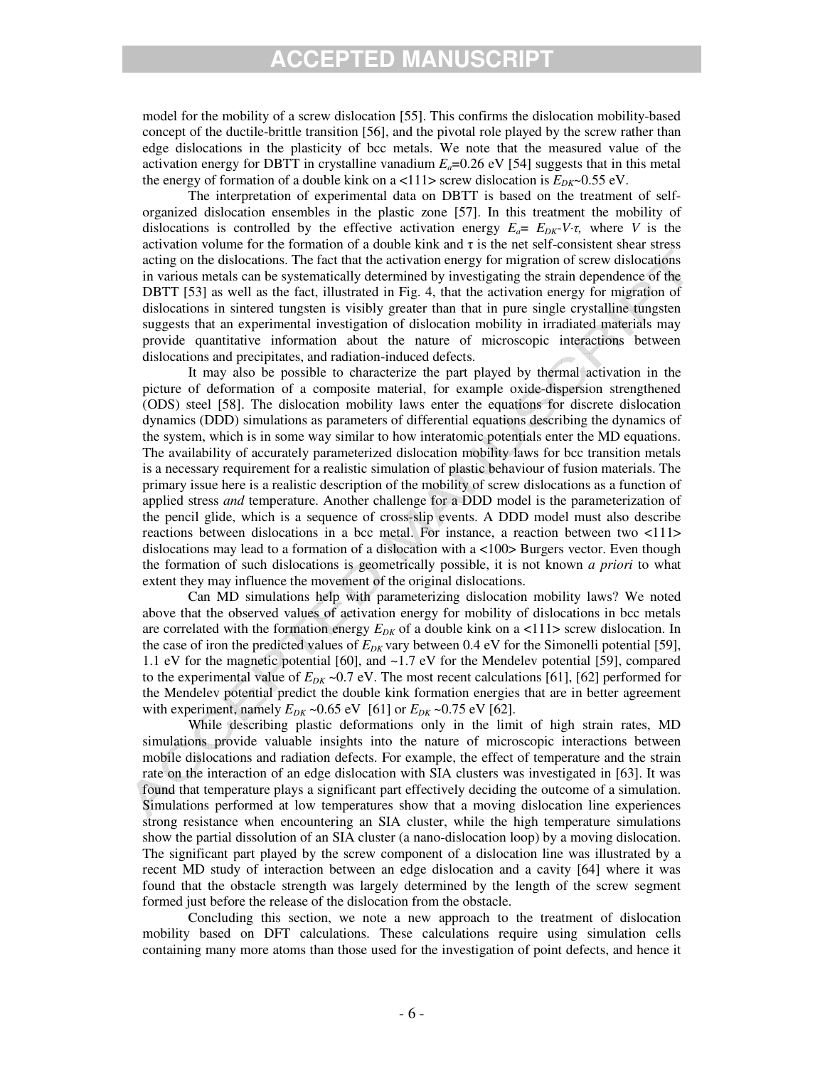model for the mobility of a screw dislocation [55]. This confirms the dislocation mobility-based concept of the ductile-brittle transition [56], and the pivotal role played by the screw rather than edge dislocations in the plasticity of bcc metals. We note that the measured value of the activation energy for DBTT in crystalline vanadium $E_a$=0.26 eV [54] suggests that in this metal the energy of formation of a double kink on a <111> screw dislocation is $E_{DK}$~0.55 eV.

The interpretation of experimental data on DBTT is based on the treatment of self-organized dislocation ensembles in the plastic zone [57]. In this treatment the mobility of dislocations is controlled by the effective activation energy $E_a = E_{DK} - V \cdot \tau$, where $V$ is the activation volume for the formation of a double kink and $\tau$ is the net self-consistent shear stress acting on the dislocations. The fact that the activation energy for migration of screw dislocations in various metals can be systematically determined by investigating the strain dependence of the DBTT [53] as well as the fact, illustrated in Fig. 4, that the activation energy for migration of dislocations in sintered tungsten is visibly greater than that in pure single crystalline tungsten suggests that an experimental investigation of dislocation mobility in irradiated materials may provide quantitative information about the nature of microscopic interactions between dislocations and precipitates, and radiation-induced defects.

It may also be possible to characterize the part played by thermal activation in the picture of deformation of a composite material, for example oxide-dispersion strengthened (ODS) steel [58]. The dislocation mobility laws enter the equations for discrete dislocation dynamics (DDD) simulations as parameters of differential equations describing the dynamics of the system, which is in some way similar to how interatomic potentials enter the MD equations. The availability of accurately parameterized dislocation mobility laws for bcc transition metals is a necessary requirement for a realistic simulation of plastic behaviour of fusion materials. The primary issue here is a realistic description of the mobility of screw dislocations as a function of applied stress *and* temperature. Another challenge for a DDD model is the parameterization of the pencil glide, which is a sequence of cross-slip events. A DDD model must also describe reactions between dislocations in a bcc metal. For instance, a reaction between two <111> dislocations may lead to a formation of a dislocation with a <100> Burgers vector. Even though the formation of such dislocations is geometrically possible, it is not known *a priori* to what extent they may influence the movement of the original dislocations.

Can MD simulations help with parameterizing dislocation mobility laws? We noted above that the observed values of activation energy for mobility of dislocations in bcc metals are correlated with the formation energy $E_{DK}$ of a double kink on a <111> screw dislocation. In the case of iron the predicted values of $E_{DK}$ vary between 0.4 eV for the Simonelli potential [59], 1.1 eV for the magnetic potential [60], and ~1.7 eV for the Mendelev potential [59], compared to the experimental value of $E_{DK}$ ~0.7 eV. The most recent calculations [61], [62] performed for the Mendelev potential predict the double kink formation energies that are in better agreement with experiment, namely $E_{DK}$ ~0.65 eV [61] or $E_{DK}$ ~0.75 eV [62].

While describing plastic deformations only in the limit of high strain rates, MD simulations provide valuable insights into the nature of microscopic interactions between mobile dislocations and radiation defects. For example, the effect of temperature and the strain rate on the interaction of an edge dislocation with SIA clusters was investigated in [63]. It was found that temperature plays a significant part effectively deciding the outcome of a simulation. Simulations performed at low temperatures show that a moving dislocation line experiences strong resistance when encountering an SIA cluster, while the high temperature simulations show the partial dissolution of an SIA cluster (a nano-dislocation loop) by a moving dislocation. The significant part played by the screw component of a dislocation line was illustrated by a recent MD study of interaction between an edge dislocation and a cavity [64] where it was found that the obstacle strength was largely determined by the length of the screw segment formed just before the release of the dislocation from the obstacle.

Concluding this section, we note a new approach to the treatment of dislocation mobility based on DFT calculations. These calculations require using simulation cells containing many more atoms than those used for the investigation of point defects, and hence it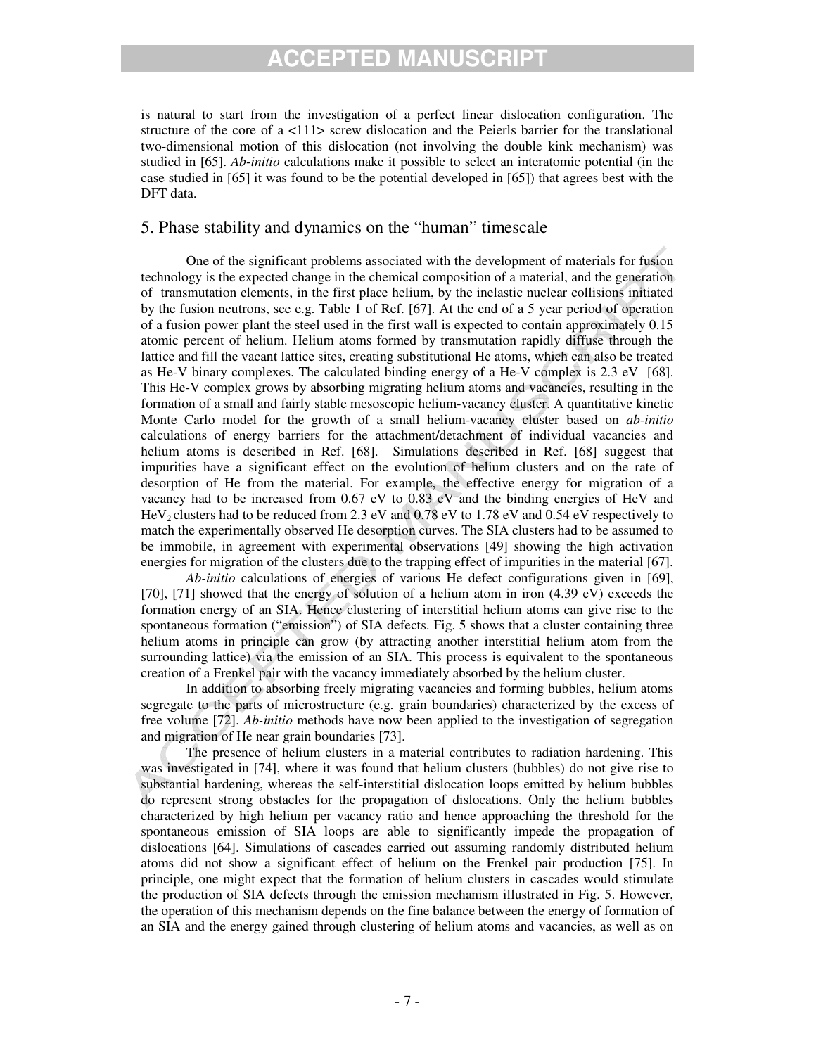is natural to start from the investigation of a perfect linear dislocation configuration. The structure of the core of a <111> screw dislocation and the Peierls barrier for the translational two-dimensional motion of this dislocation (not involving the double kink mechanism) was studied in [65]. *Ab-initio* calculations make it possible to select an interatomic potential (in the case studied in [65] it was found to be the potential developed in [65]) that agrees best with the DFT data.

## 5. Phase stability and dynamics on the "human" timescale

One of the significant problems associated with the development of materials for fusion technology is the expected change in the chemical composition of a material, and the generation of transmutation elements, in the first place helium, by the inelastic nuclear collisions initiated by the fusion neutrons, see e.g. Table 1 of Ref. [67]. At the end of a 5 year period of operation of a fusion power plant the steel used in the first wall is expected to contain approximately 0.15 atomic percent of helium. Helium atoms formed by transmutation rapidly diffuse through the lattice and fill the vacant lattice sites, creating substitutional He atoms, which can also be treated as He-V binary complexes. The calculated binding energy of a He-V complex is 2.3 eV [68]. This He-V complex grows by absorbing migrating helium atoms and vacancies, resulting in the formation of a small and fairly stable mesoscopic helium-vacancy cluster. A quantitative kinetic Monte Carlo model for the growth of a small helium-vacancy cluster based on *ab-initio* calculations of energy barriers for the attachment/detachment of individual vacancies and helium atoms is described in Ref. [68]. Simulations described in Ref. [68] suggest that impurities have a significant effect on the evolution of helium clusters and on the rate of desorption of He from the material. For example, the effective energy for migration of a vacancy had to be increased from 0.67 eV to 0.83 eV and the binding energies of HeV and $HeV_2$ clusters had to be reduced from 2.3 eV and 0.78 eV to 1.78 eV and 0.54 eV respectively to match the experimentally observed He desorption curves. The SIA clusters had to be assumed to be immobile, in agreement with experimental observations [49] showing the high activation energies for migration of the clusters due to the trapping effect of impurities in the material [67].

*Ab-initio* calculations of energies of various He defect configurations given in [69], [70], [71] showed that the energy of solution of a helium atom in iron (4.39 eV) exceeds the formation energy of an SIA. Hence clustering of interstitial helium atoms can give rise to the spontaneous formation ("emission") of SIA defects. Fig. 5 shows that a cluster containing three helium atoms in principle can grow (by attracting another interstitial helium atom from the surrounding lattice) via the emission of an SIA. This process is equivalent to the spontaneous creation of a Frenkel pair with the vacancy immediately absorbed by the helium cluster.

In addition to absorbing freely migrating vacancies and forming bubbles, helium atoms segregate to the parts of microstructure (e.g. grain boundaries) characterized by the excess of free volume [72]. *Ab-initio* methods have now been applied to the investigation of segregation and migration of He near grain boundaries [73].

The presence of helium clusters in a material contributes to radiation hardening. This was investigated in [74], where it was found that helium clusters (bubbles) do not give rise to substantial hardening, whereas the self-interstitial dislocation loops emitted by helium bubbles do represent strong obstacles for the propagation of dislocations. Only the helium bubbles characterized by high helium per vacancy ratio and hence approaching the threshold for the spontaneous emission of SIA loops are able to significantly impede the propagation of dislocations [64]. Simulations of cascades carried out assuming randomly distributed helium atoms did not show a significant effect of helium on the Frenkel pair production [75]. In principle, one might expect that the formation of helium clusters in cascades would stimulate the production of SIA defects through the emission mechanism illustrated in Fig. 5. However, the operation of this mechanism depends on the fine balance between the energy of formation of an SIA and the energy gained through clustering of helium atoms and vacancies, as well as on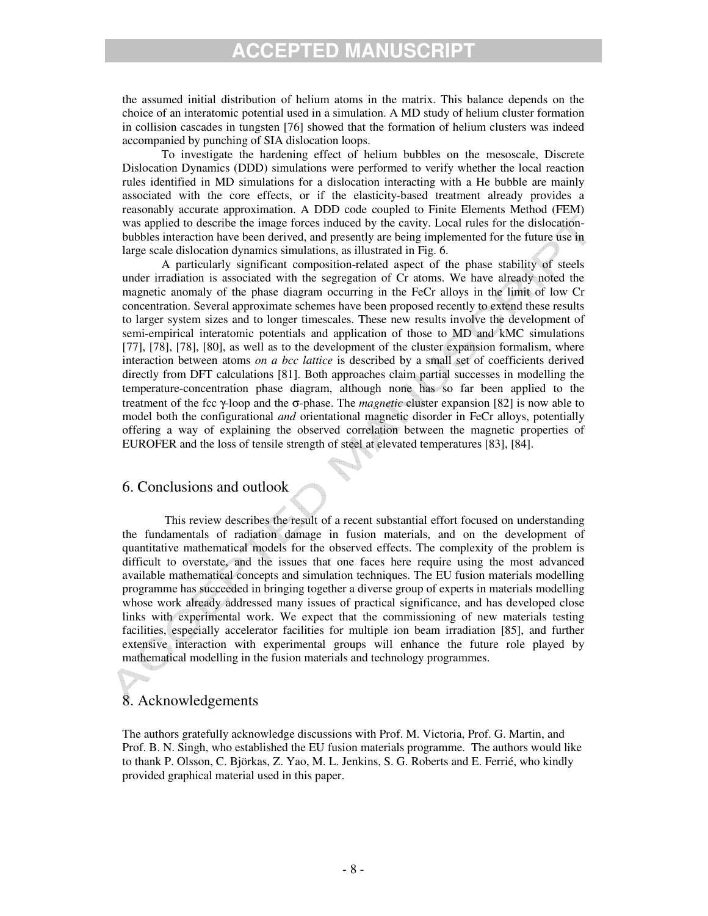the assumed initial distribution of helium atoms in the matrix. This balance depends on the choice of an interatomic potential used in a simulation. A MD study of helium cluster formation in collision cascades in tungsten [76] showed that the formation of helium clusters was indeed accompanied by punching of SIA dislocation loops.

To investigate the hardening effect of helium bubbles on the mesoscale, Discrete Dislocation Dynamics (DDD) simulations were performed to verify whether the local reaction rules identified in MD simulations for a dislocation interacting with a He bubble are mainly associated with the core effects, or if the elasticity-based treatment already provides a reasonably accurate approximation. A DDD code coupled to Finite Elements Method (FEM) was applied to describe the image forces induced by the cavity. Local rules for the dislocation-bubbles interaction have been derived, and presently are being implemented for the future use in large scale dislocation dynamics simulations, as illustrated in Fig. 6.

A particularly significant composition-related aspect of the phase stability of steels under irradiation is associated with the segregation of Cr atoms. We have already noted the magnetic anomaly of the phase diagram occurring in the FeCr alloys in the limit of low Cr concentration. Several approximate schemes have been proposed recently to extend these results to larger system sizes and to longer timescales. These new results involve the development of semi-empirical interatomic potentials and application of those to MD and kMC simulations [77], [78], [78], [80], as well as to the development of the cluster expansion formalism, where interaction between atoms *on a bcc lattice* is described by a small set of coefficients derived directly from DFT calculations [81]. Both approaches claim partial successes in modelling the temperature-concentration phase diagram, although none has so far been applied to the treatment of the fcc $\gamma$-loop and the $\sigma$-phase. The *magnetic* cluster expansion [82] is now able to model both the configurational *and* orientational magnetic disorder in FeCr alloys, potentially offering a way of explaining the observed correlation between the magnetic properties of EUROFER and the loss of tensile strength of steel at elevated temperatures [83], [84].

## 6. Conclusions and outlook

This review describes the result of a recent substantial effort focused on understanding the fundamentals of radiation damage in fusion materials, and on the development of quantitative mathematical models for the observed effects. The complexity of the problem is difficult to overstate, and the issues that one faces here require using the most advanced available mathematical concepts and simulation techniques. The EU fusion materials modelling programme has succeeded in bringing together a diverse group of experts in materials modelling whose work already addressed many issues of practical significance, and has developed close links with experimental work. We expect that the commissioning of new materials testing facilities, especially accelerator facilities for multiple ion beam irradiation [85], and further extensive interaction with experimental groups will enhance the future role played by mathematical modelling in the fusion materials and technology programmes.

## 8. Acknowledgements

The authors gratefully acknowledge discussions with Prof. M. Victoria, Prof. G. Martin, and Prof. B. N. Singh, who established the EU fusion materials programme. The authors would like to thank P. Olsson, C. Björkas, Z. Yao, M. L. Jenkins, S. G. Roberts and E. Ferrié, who kindly provided graphical material used in this paper.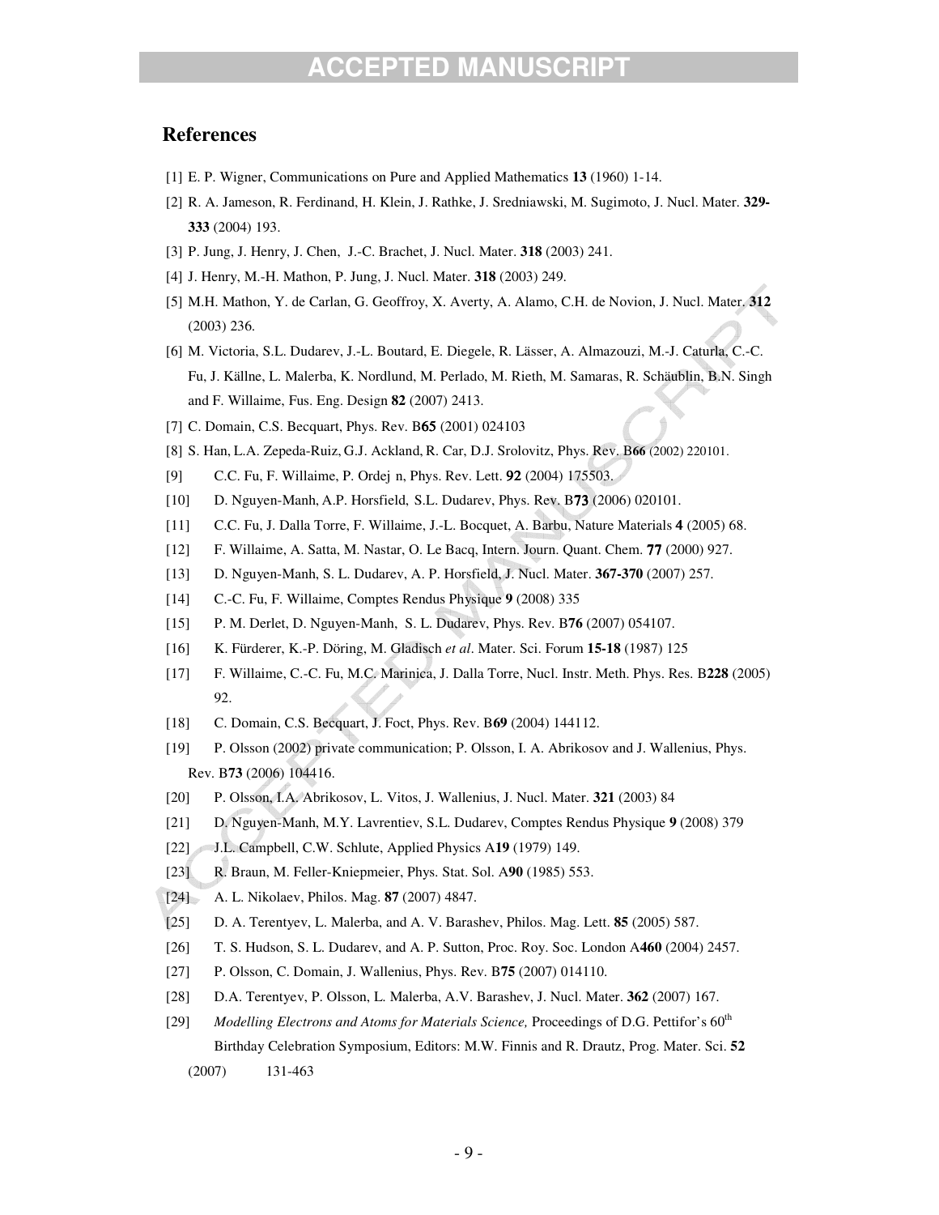## References

[1] E. P. Wigner, Communications on Pure and Applied Mathematics **13** (1960) 1-14.

[2] R. A. Jameson, R. Ferdinand, H. Klein, J. Rathke, J. Sredniawski, M. Sugimoto, J. Nucl. Mater. **329-333** (2004) 193.

[3] P. Jung, J. Henry, J. Chen, J.-C. Brachet, J. Nucl. Mater. **318** (2003) 241.

[4] J. Henry, M.-H. Mathon, P. Jung, J. Nucl. Mater. **318** (2003) 249.

[5] M.H. Mathon, Y. de Carlan, G. Geoffroy, X. Averty, A. Alamo, C.H. de Novion, J. Nucl. Mater. **312** (2003) 236.

[6] M. Victoria, S.L. Dudarev, J.-L. Boutard, E. Diegele, R. Lässer, A. Almazouzi, M.-J. Caturla, C.-C. Fu, J. Källne, L. Malerba, K. Nordlund, M. Perlado, M. Rieth, M. Samaras, R. Schäublin, B.N. Singh and F. Willaime, Fus. Eng. Design **82** (2007) 2413.

[7] C. Domain, C.S. Becquart, Phys. Rev. B**65** (2001) 024103

[8] S. Han, L.A. Zepeda-Ruiz, G.J. Ackland, R. Car, D.J. Srolovitz, Phys. Rev. B**66** (2002) 220101.

[9] C.C. Fu, F. Willaime, P. Ordej n, Phys. Rev. Lett. **92** (2004) 175503.

[10] D. Nguyen-Manh, A.P. Horsfield, S.L. Dudarev, Phys. Rev. B**73** (2006) 020101.

[11] C.C. Fu, J. Dalla Torre, F. Willaime, J.-L. Bocquet, A. Barbu, Nature Materials **4** (2005) 68.

[12] F. Willaime, A. Satta, M. Nastar, O. Le Bacq, Intern. Journ. Quant. Chem. **77** (2000) 927.

[13] D. Nguyen-Manh, S. L. Dudarev, A. P. Horsfield, J. Nucl. Mater. **367-370** (2007) 257.

[14] C.-C. Fu, F. Willaime, Comptes Rendus Physique **9** (2008) 335

[15] P. M. Derlet, D. Nguyen-Manh, S. L. Dudarev, Phys. Rev. B**76** (2007) 054107.

[16] K. Fürderer, K.-P. Döring, M. Gladisch *et al*. Mater. Sci. Forum **15-18** (1987) 125

[17] F. Willaime, C.-C. Fu, M.C. Marinica, J. Dalla Torre, Nucl. Instr. Meth. Phys. Res. B**228** (2005) 92.

[18] C. Domain, C.S. Becquart, J. Foct, Phys. Rev. B**69** (2004) 144112.

[19] P. Olsson (2002) private communication; P. Olsson, I. A. Abrikosov and J. Wallenius, Phys. Rev. B**73** (2006) 104416.

[20] P. Olsson, I.A. Abrikosov, L. Vitos, J. Wallenius, J. Nucl. Mater. **321** (2003) 84

[21] D. Nguyen-Manh, M.Y. Lavrentiev, S.L. Dudarev, Comptes Rendus Physique **9** (2008) 379

[22] J.L. Campbell, C.W. Schlute, Applied Physics A**19** (1979) 149.

[23] R. Braun, M. Feller-Kniepmeier, Phys. Stat. Sol. A**90** (1985) 553.

[24] A. L. Nikolaev, Philos. Mag. **87** (2007) 4847.

[25] D. A. Terentyev, L. Malerba, and A. V. Barashev, Philos. Mag. Lett. **85** (2005) 587.

[26] T. S. Hudson, S. L. Dudarev, and A. P. Sutton, Proc. Roy. Soc. London A**460** (2004) 2457.

[27] P. Olsson, C. Domain, J. Wallenius, Phys. Rev. B**75** (2007) 014110.

[28] D.A. Terentyev, P. Olsson, L. Malerba, A.V. Barashev, J. Nucl. Mater. **362** (2007) 167.

[29] *Modelling Electrons and Atoms for Materials Science,* Proceedings of D.G. Pettifor's 60th Birthday Celebration Symposium, Editors: M.W. Finnis and R. Drautz, Prog. Mater. Sci. **52** (2007) 131-463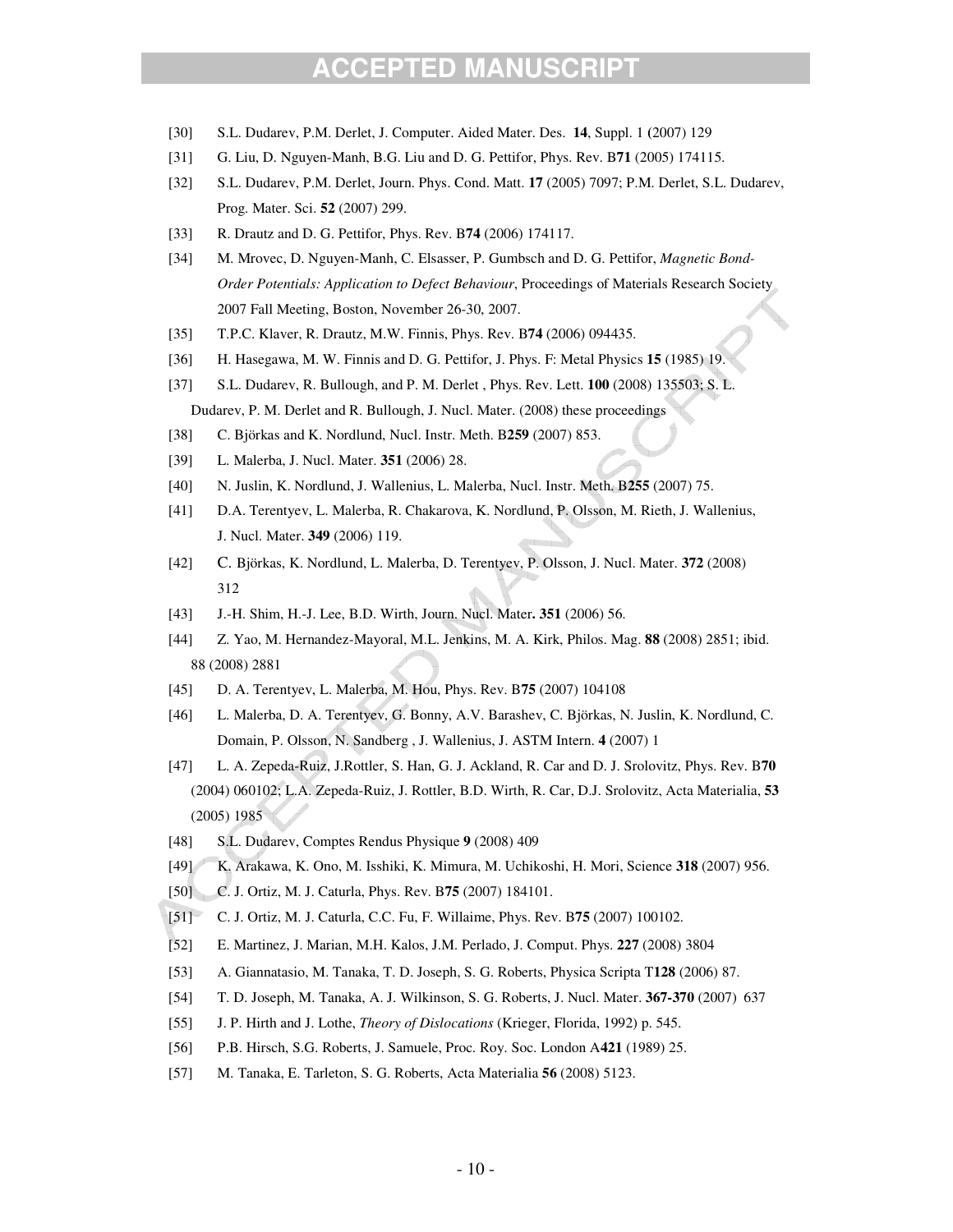[30] S.L. Dudarev, P.M. Derlet, J. Computer. Aided Mater. Des. **14**, Suppl. 1 (2007) 129

[31] G. Liu, D. Nguyen-Manh, B.G. Liu and D. G. Pettifor, Phys. Rev. B**71** (2005) 174115.

[32] S.L. Dudarev, P.M. Derlet, Journ. Phys. Cond. Matt. **17** (2005) 7097; P.M. Derlet, S.L. Dudarev, Prog. Mater. Sci. **52** (2007) 299.

[33] R. Drautz and D. G. Pettifor, Phys. Rev. B**74** (2006) 174117.

[34] M. Mrovec, D. Nguyen-Manh, C. Elsasser, P. Gumbsch and D. G. Pettifor, *Magnetic Bond-Order Potentials: Application to Defect Behaviour*, Proceedings of Materials Research Society 2007 Fall Meeting, Boston, November 26-30, 2007.

[35] T.P.C. Klaver, R. Drautz, M.W. Finnis, Phys. Rev. B**74** (2006) 094435.

[36] H. Hasegawa, M. W. Finnis and D. G. Pettifor, J. Phys. F: Metal Physics **15** (1985) 19.

[37] S.L. Dudarev, R. Bullough, and P. M. Derlet , Phys. Rev. Lett. **100** (2008) 135503; S. L. Dudarev, P. M. Derlet and R. Bullough, J. Nucl. Mater. (2008) these proceedings

[38] C. Björkas and K. Nordlund, Nucl. Instr. Meth. B**259** (2007) 853.

[39] L. Malerba, J. Nucl. Mater. **351** (2006) 28.

[40] N. Juslin, K. Nordlund, J. Wallenius, L. Malerba, Nucl. Instr. Meth. B**255** (2007) 75.

[41] D.A. Terentyev, L. Malerba, R. Chakarova, K. Nordlund, P. Olsson, M. Rieth, J. Wallenius, J. Nucl. Mater. **349** (2006) 119.

[42] C. Björkas, K. Nordlund, L. Malerba, D. Terentyev, P. Olsson, J. Nucl. Mater. **372** (2008) 312

[43] J.-H. Shim, H.-J. Lee, B.D. Wirth, Journ. Nucl. Mater**. 351** (2006) 56.

[44] Z. Yao, M. Hernandez-Mayoral, M.L. Jenkins, M. A. Kirk, Philos. Mag. **88** (2008) 2851; ibid. 88 (2008) 2881

[45] D. A. Terentyev, L. Malerba, M. Hou, Phys. Rev. B**75** (2007) 104108

[46] L. Malerba, D. A. Terentyev, G. Bonny, A.V. Barashev, C. Björkas, N. Juslin, K. Nordlund, C. Domain, P. Olsson, N. Sandberg , J. Wallenius, J. ASTM Intern. **4** (2007) 1

[47] L. A. Zepeda-Ruiz, J.Rottler, S. Han, G. J. Ackland, R. Car and D. J. Srolovitz, Phys. Rev. B**70** (2004) 060102; L.A. Zepeda-Ruiz, J. Rottler, B.D. Wirth, R. Car, D.J. Srolovitz, Acta Materialia, **53** (2005) 1985

[48] S.L. Dudarev, Comptes Rendus Physique **9** (2008) 409

[49] K. Arakawa, K. Ono, M. Isshiki, K. Mimura, M. Uchikoshi, H. Mori, Science **318** (2007) 956.

[50] C. J. Ortiz, M. J. Caturla, Phys. Rev. B**75** (2007) 184101.

[51] C. J. Ortiz, M. J. Caturla, C.C. Fu, F. Willaime, Phys. Rev. B**75** (2007) 100102.

[52] E. Martinez, J. Marian, M.H. Kalos, J.M. Perlado, J. Comput. Phys. **227** (2008) 3804

[53] A. Giannatasio, M. Tanaka, T. D. Joseph, S. G. Roberts, Physica Scripta T**128** (2006) 87.

[54] T. D. Joseph, M. Tanaka, A. J. Wilkinson, S. G. Roberts, J. Nucl. Mater. **367-370** (2007) 637

[55] J. P. Hirth and J. Lothe, *Theory of Dislocations* (Krieger, Florida, 1992) p. 545.

[56] P.B. Hirsch, S.G. Roberts, J. Samuele, Proc. Roy. Soc. London A**421** (1989) 25.

[57] M. Tanaka, E. Tarleton, S. G. Roberts, Acta Materialia **56** (2008) 5123.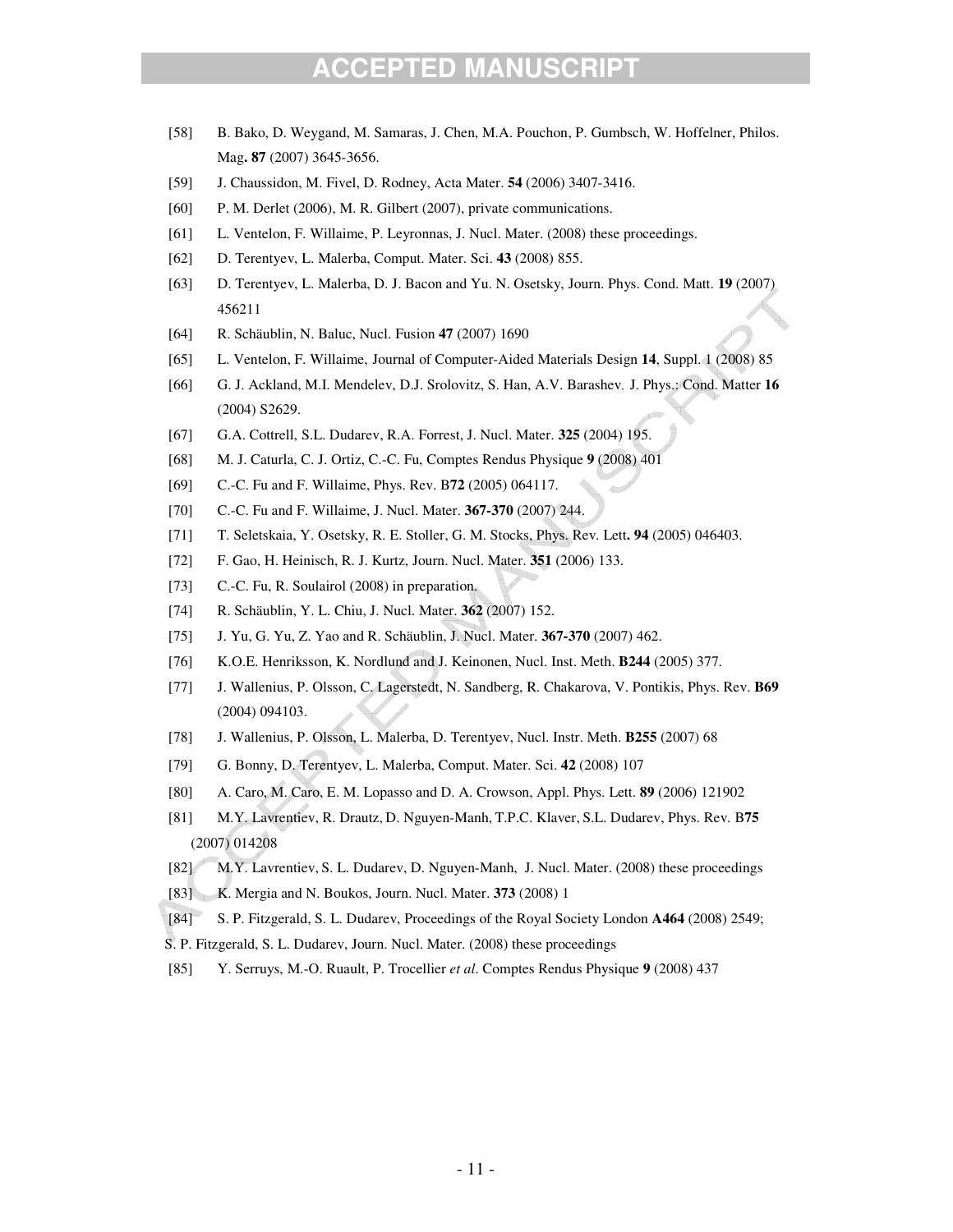[58] B. Bako, D. Weygand, M. Samaras, J. Chen, M.A. Pouchon, P. Gumbsch, W. Hoffelner, Philos. Mag**. 87** (2007) 3645-3656.

[59] J. Chaussidon, M. Fivel, D. Rodney, Acta Mater. **54** (2006) 3407-3416.

[60] P. M. Derlet (2006), M. R. Gilbert (2007), private communications.

[61] L. Ventelon, F. Willaime, P. Leyronnas, J. Nucl. Mater. (2008) these proceedings.

[62] D. Terentyev, L. Malerba, Comput. Mater. Sci. **43** (2008) 855.

[63] D. Terentyev, L. Malerba, D. J. Bacon and Yu. N. Osetsky, Journ. Phys. Cond. Matt. **19** (2007) 456211

[64] R. Schäublin, N. Baluc, Nucl. Fusion **47** (2007) 1690

[65] L. Ventelon, F. Willaime, Journal of Computer-Aided Materials Design **14**, Suppl. 1 (2008) 85

[66] G. J. Ackland, M.I. Mendelev, D.J. Srolovitz, S. Han, A.V. Barashev, J. Phys.: Cond. Matter **16** (2004) S2629.

[67] G.A. Cottrell, S.L. Dudarev, R.A. Forrest, J. Nucl. Mater. **325** (2004) 195.

[68] M. J. Caturla, C. J. Ortiz, C.-C. Fu, Comptes Rendus Physique **9** (2008) 401

[69] C.-C. Fu and F. Willaime, Phys. Rev. B**72** (2005) 064117.

[70] C.-C. Fu and F. Willaime, J. Nucl. Mater. **367-370** (2007) 244.

[71] T. Seletskaia, Y. Osetsky, R. E. Stoller, G. M. Stocks, Phys. Rev. Lett**. 94** (2005) 046403.

[72] F. Gao, H. Heinisch, R. J. Kurtz, Journ. Nucl. Mater. **351** (2006) 133.

[73] C.-C. Fu, R. Soulairol (2008) in preparation.

[74] R. Schäublin, Y. L. Chiu, J. Nucl. Mater. **362** (2007) 152.

[75] J. Yu, G. Yu, Z. Yao and R. Schäublin, J. Nucl. Mater. **367-370** (2007) 462.

[76] K.O.E. Henriksson, K. Nordlund and J. Keinonen, Nucl. Inst. Meth. **B244** (2005) 377.

[77] J. Wallenius, P. Olsson, C. Lagerstedt, N. Sandberg, R. Chakarova, V. Pontikis, Phys. Rev. **B69** (2004) 094103.

[78] J. Wallenius, P. Olsson, L. Malerba, D. Terentyev, Nucl. Instr. Meth. **B255** (2007) 68

[79] G. Bonny, D. Terentyev, L. Malerba, Comput. Mater. Sci. **42** (2008) 107

[80] A. Caro, M. Caro, E. M. Lopasso and D. A. Crowson, Appl. Phys. Lett. **89** (2006) 121902

[81] M.Y. Lavrentiev, R. Drautz, D. Nguyen-Manh, T.P.C. Klaver, S.L. Dudarev, Phys. Rev. B**75** (2007) 014208

[82] M.Y. Lavrentiev, S. L. Dudarev, D. Nguyen-Manh, J. Nucl. Mater. (2008) these proceedings

[83] K. Mergia and N. Boukos, Journ. Nucl. Mater. **373** (2008) 1

[84] S. P. Fitzgerald, S. L. Dudarev, Proceedings of the Royal Society London **A464** (2008) 2549; S. P. Fitzgerald, S. L. Dudarev, Journ. Nucl. Mater. (2008) these proceedings

[85] Y. Serruys, M.-O. Ruault, P. Trocellier *et al*. Comptes Rendus Physique **9** (2008) 437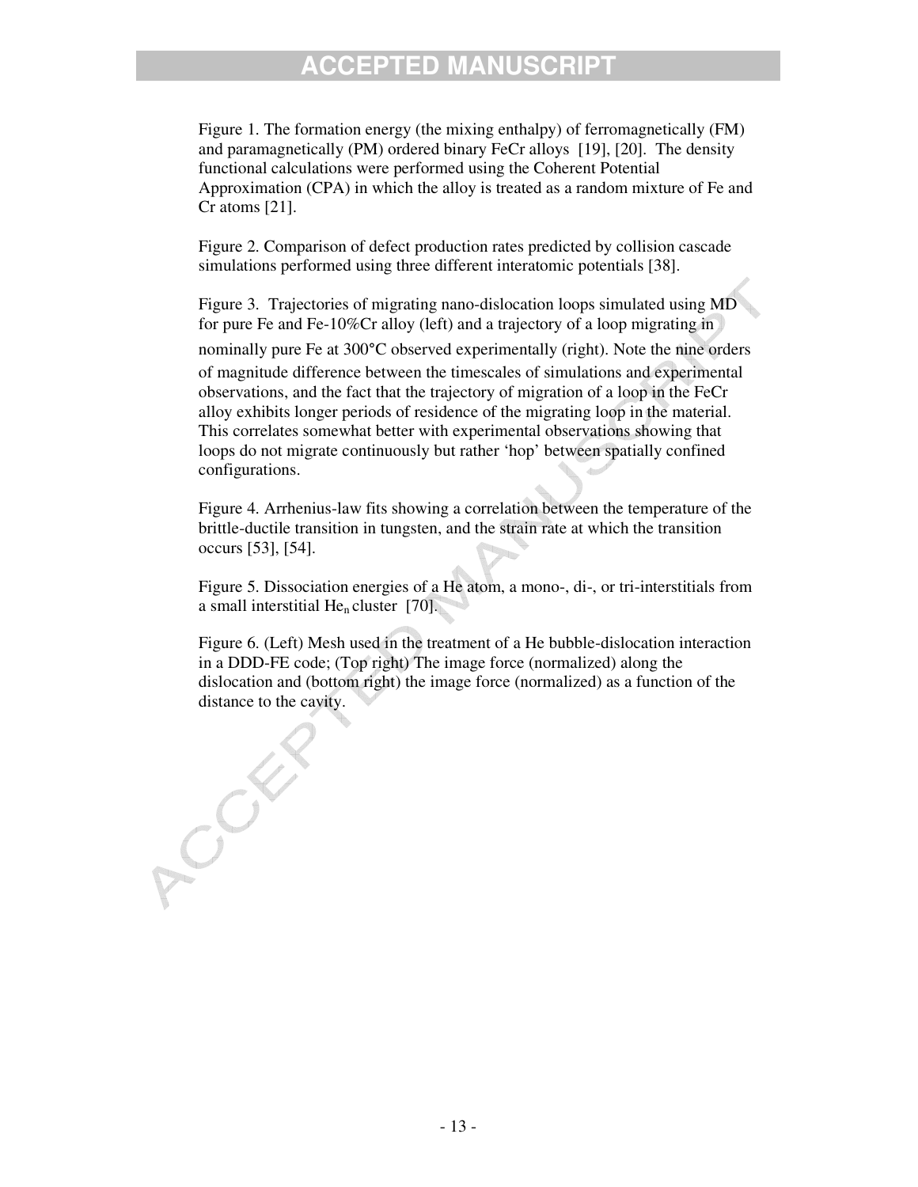Figure 1. The formation energy (the mixing enthalpy) of ferromagnetically (FM) and paramagnetically (PM) ordered binary FeCr alloys [19], [20]. The density functional calculations were performed using the Coherent Potential Approximation (CPA) in which the alloy is treated as a random mixture of Fe and Cr atoms [21].

Figure 2. Comparison of defect production rates predicted by collision cascade simulations performed using three different interatomic potentials [38].

Figure 3. Trajectories of migrating nano-dislocation loops simulated using MD for pure Fe and Fe-10%Cr alloy (left) and a trajectory of a loop migrating in nominally pure Fe at 300°C observed experimentally (right). Note the nine orders of magnitude difference between the timescales of simulations and experimental observations, and the fact that the trajectory of migration of a loop in the FeCr alloy exhibits longer periods of residence of the migrating loop in the material. This correlates somewhat better with experimental observations showing that loops do not migrate continuously but rather 'hop' between spatially confined configurations.

Figure 4. Arrhenius-law fits showing a correlation between the temperature of the brittle-ductile transition in tungsten, and the strain rate at which the transition occurs [53], [54].

Figure 5. Dissociation energies of a He atom, a mono-, di-, or tri-interstitials from a small interstitial $He_n$ cluster [70].

Figure 6. (Left) Mesh used in the treatment of a He bubble-dislocation interaction in a DDD-FE code; (Top right) The image force (normalized) along the dislocation and (bottom right) the image force (normalized) as a function of the distance to the cavity.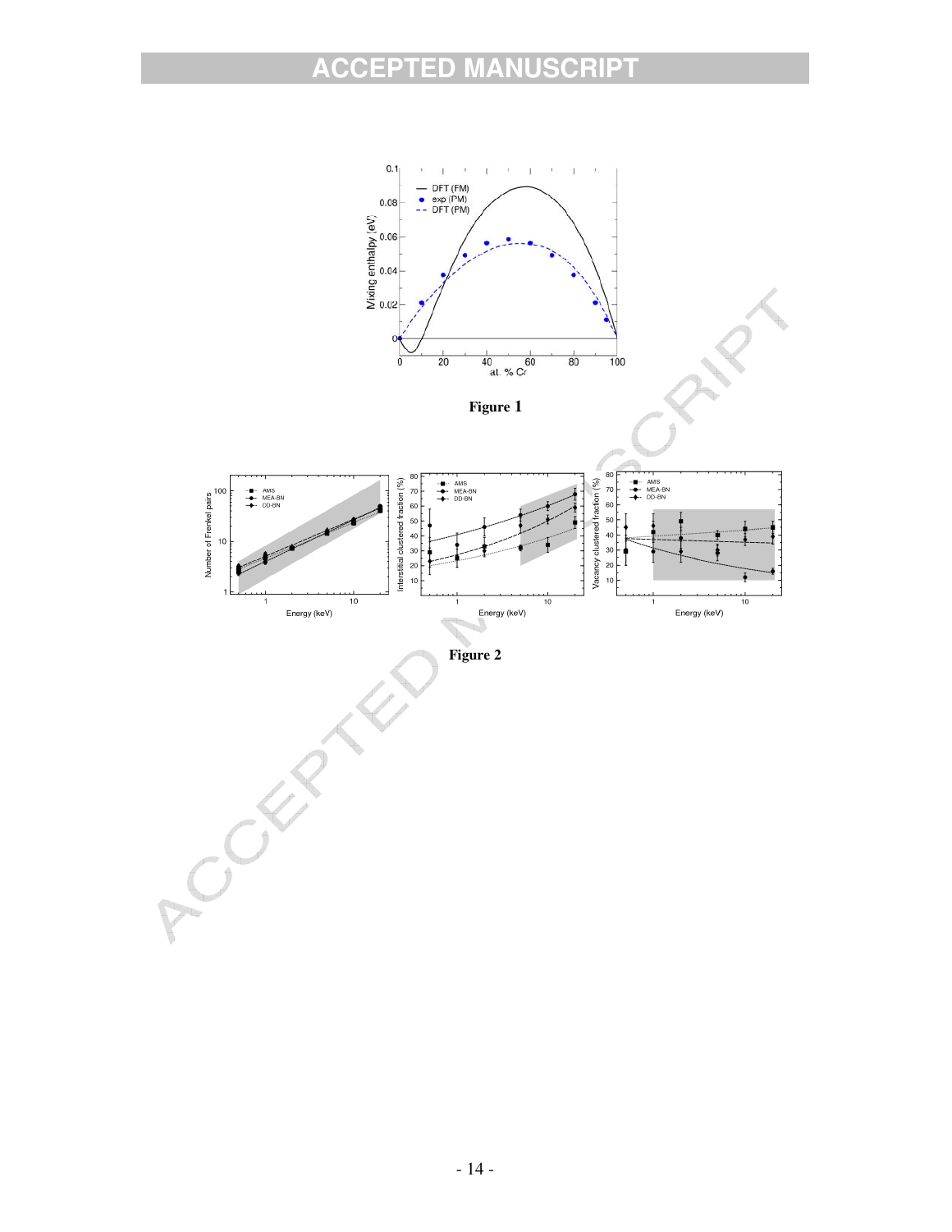**Figure 1**

**Figure 2**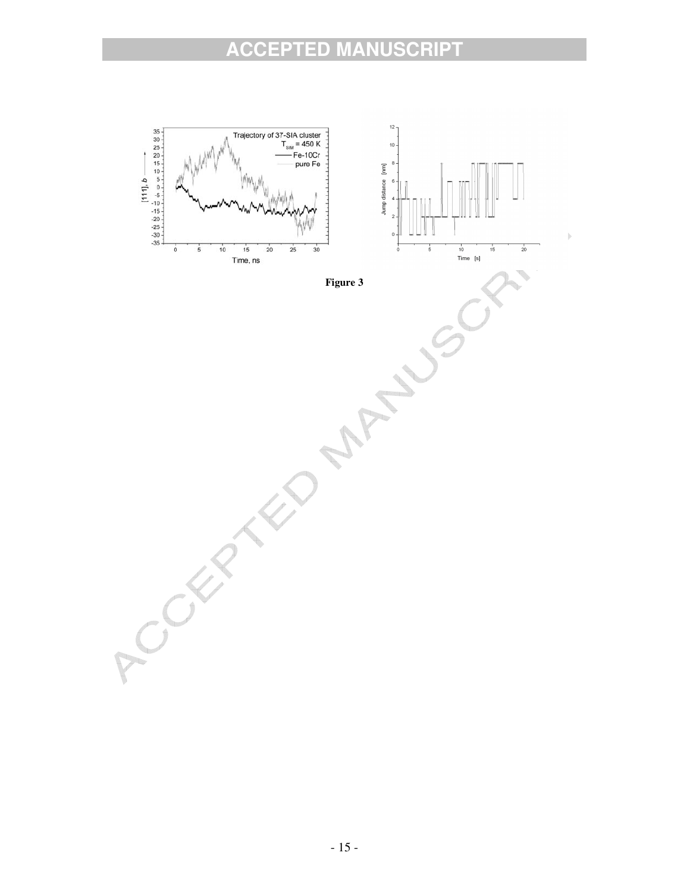**Figure 3**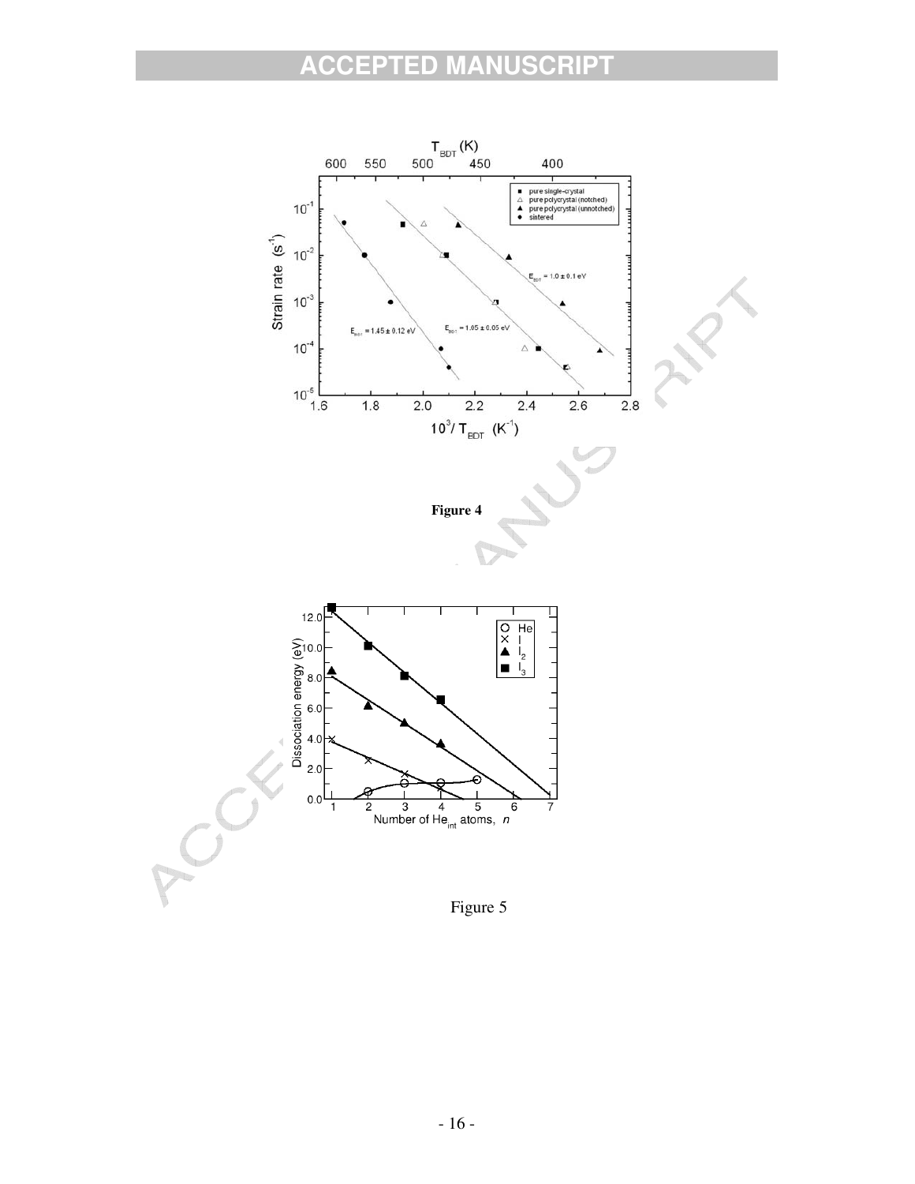Figure 4

Figure 5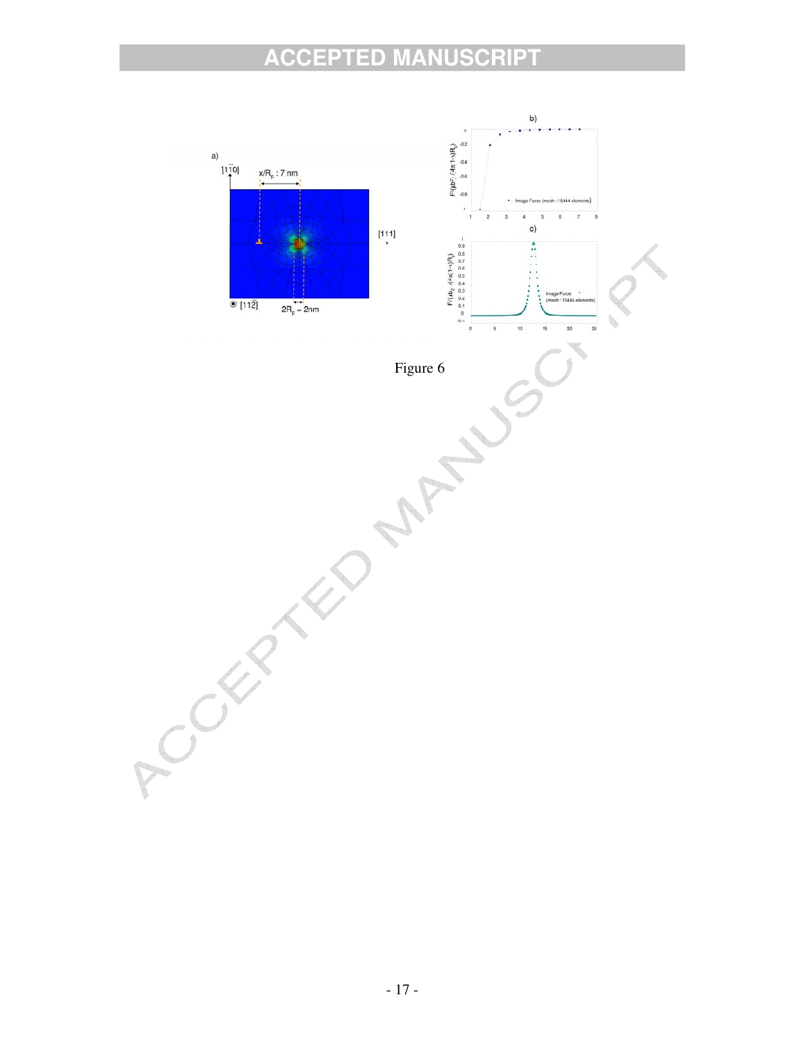a)

[1$\bar{1}$0]

$x/R_p$ : 7 nm

[111]

[11$\bar{2}$]

$2R_p$ = 2nm

b)

$F/(\mu b^2_{\ }/(4\pi(1-\nu)R_p))$

0

-0.2

-0.4

-0.6

-0.8

-1

1 2 3 4 5 6 7 8

Image Force (mesh : 15444 elements)

c)

$F/(\mu b_2\ /(4\pi(1-\nu)R_p))$

1

0.9

0.8

0.7

0.6

0.5

0.4

0.3

0.2

0.1

0

-0.1

0 5 10 15 20 25

Image Force (mesh : 15444 elements)

Figure 6